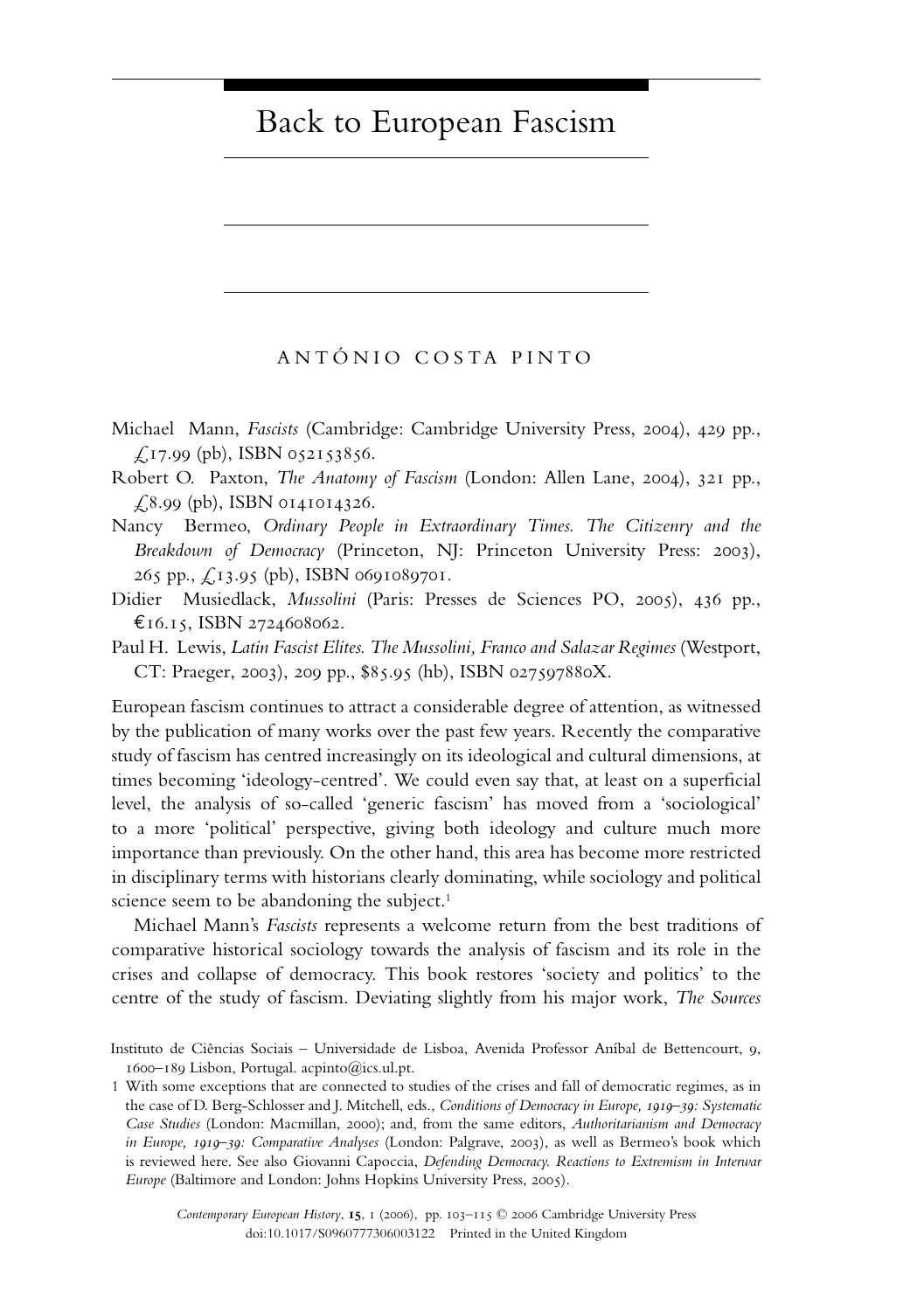# Back to European Fascism

ANTÓNIO COSTA PINTO

Michael Mann, *Fascists* (Cambridge: Cambridge University Press, 2004), 429 pp., £17.99 (pb), ISBN 052153856.

Robert O. Paxton, *The Anatomy of Fascism* (London: Allen Lane, 2004), 321 pp., £8.99 (pb), ISBN 0141014326.

Nancy Bermeo, *Ordinary People in Extraordinary Times. The Citizenry and the Breakdown of Democracy* (Princeton, NJ: Princeton University Press: 2003), 265 pp., £13.95 (pb), ISBN 0691089701.

Didier Musiedlack, *Mussolini* (Paris: Presses de Sciences PO, 2005), 436 pp., €16.15, ISBN 2724608062.

Paul H. Lewis, *Latin Fascist Elites. The Mussolini, Franco and Salazar Regimes* (Westport, CT: Praeger, 2003), 209 pp., $85.95 (hb), ISBN 027597880X.

European fascism continues to attract a considerable degree of attention, as witnessed by the publication of many works over the past few years. Recently the comparative study of fascism has centred increasingly on its ideological and cultural dimensions, at times becoming 'ideology-centred'. We could even say that, at least on a superficial level, the analysis of so-called 'generic fascism' has moved from a 'sociological' to a more 'political' perspective, giving both ideology and culture much more importance than previously. On the other hand, this area has become more restricted in disciplinary terms with historians clearly dominating, while sociology and political science seem to be abandoning the subject.[1]

Michael Mann's *Fascists* represents a welcome return from the best traditions of comparative historical sociology towards the analysis of fascism and its role in the crises and collapse of democracy. This book restores 'society and politics' to the centre of the study of fascism. Deviating slightly from his major work, *The Sources*

Instituto de Ciências Sociais – Universidade de Lisboa, Avenida Professor Aníbal de Bettencourt, 9, 1600–189 Lisbon, Portugal. acpinto@ics.ul.pt.

1 With some exceptions that are connected to studies of the crises and fall of democratic regimes, as in the case of D. Berg-Schlosser and J. Mitchell, eds., *Conditions of Democracy in Europe, 1919–39: Systematic Case Studies* (London: Macmillan, 2000); and, from the same editors, *Authoritarianism and Democracy in Europe, 1919–39: Comparative Analyses* (London: Palgrave, 2003), as well as Bermeo's book which is reviewed here. See also Giovanni Capoccia, *Defending Democracy. Reactions to Extremism in Interwar Europe* (Baltimore and London: Johns Hopkins University Press, 2005).

*Contemporary European History*, 15, 1 (2006), pp. 103–115 © 2006 Cambridge University Press
doi:10.1017/S0960777306003122 Printed in the United Kingdom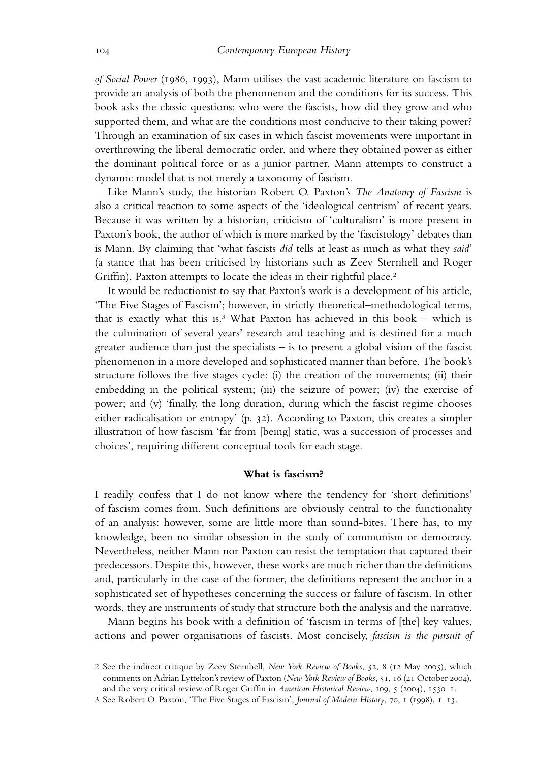*of Social Power* (1986, 1993), Mann utilises the vast academic literature on fascism to provide an analysis of both the phenomenon and the conditions for its success. This book asks the classic questions: who were the fascists, how did they grow and who supported them, and what are the conditions most conducive to their taking power? Through an examination of six cases in which fascist movements were important in overthrowing the liberal democratic order, and where they obtained power as either the dominant political force or as a junior partner, Mann attempts to construct a dynamic model that is not merely a taxonomy of fascism.

Like Mann's study, the historian Robert O. Paxton's *The Anatomy of Fascism* is also a critical reaction to some aspects of the 'ideological centrism' of recent years. Because it was written by a historian, criticism of 'culturalism' is more present in Paxton's book, the author of which is more marked by the 'fascistology' debates than is Mann. By claiming that 'what fascists *did* tells at least as much as what they *said*' (a stance that has been criticised by historians such as Zeev Sternhell and Roger Griffin), Paxton attempts to locate the ideas in their rightful place.[2]

It would be reductionist to say that Paxton's work is a development of his article, 'The Five Stages of Fascism'; however, in strictly theoretical–methodological terms, that is exactly what this is.[3] What Paxton has achieved in this book – which is the culmination of several years' research and teaching and is destined for a much greater audience than just the specialists – is to present a global vision of the fascist phenomenon in a more developed and sophisticated manner than before. The book's structure follows the five stages cycle: (i) the creation of the movements; (ii) their embedding in the political system; (iii) the seizure of power; (iv) the exercise of power; and (v) 'finally, the long duration, during which the fascist regime chooses either radicalisation or entropy' (p. 32). According to Paxton, this creates a simpler illustration of how fascism 'far from [being] static, was a succession of processes and choices', requiring different conceptual tools for each stage.

## What is fascism?

I readily confess that I do not know where the tendency for 'short definitions' of fascism comes from. Such definitions are obviously central to the functionality of an analysis: however, some are little more than sound-bites. There has, to my knowledge, been no similar obsession in the study of communism or democracy. Nevertheless, neither Mann nor Paxton can resist the temptation that captured their predecessors. Despite this, however, these works are much richer than the definitions and, particularly in the case of the former, the definitions represent the anchor in a sophisticated set of hypotheses concerning the success or failure of fascism. In other words, they are instruments of study that structure both the analysis and the narrative.

Mann begins his book with a definition of 'fascism in terms of [the] key values, actions and power organisations of fascists. Most concisely, *fascism is the pursuit of*

2 See the indirect critique by Zeev Sternhell, *New York Review of Books*, 52, 8 (12 May 2005), which comments on Adrian Lyttelton's review of Paxton (*New York Review of Books*, 51, 16 (21 October 2004), and the very critical review of Roger Griffin in *American Historical Review*, 109, 5 (2004), 1530–1.

3 See Robert O. Paxton, 'The Five Stages of Fascism', *Journal of Modern History*, 70, 1 (1998), 1–13.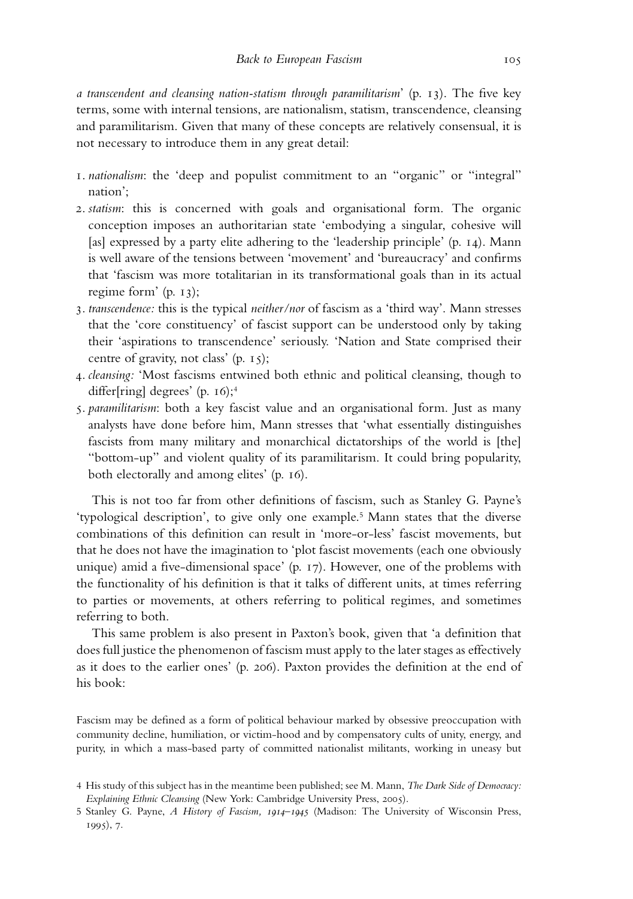*a transcendent and cleansing nation-statism through paramilitarism*' (p. 13). The five key terms, some with internal tensions, are nationalism, statism, transcendence, cleansing and paramilitarism. Given that many of these concepts are relatively consensual, it is not necessary to introduce them in any great detail:

1. *nationalism*: the 'deep and populist commitment to an "organic" or "integral" nation';
2. *statism*: this is concerned with goals and organisational form. The organic conception imposes an authoritarian state 'embodying a singular, cohesive will [as] expressed by a party elite adhering to the 'leadership principle' (p. 14). Mann is well aware of the tensions between 'movement' and 'bureaucracy' and confirms that 'fascism was more totalitarian in its transformational goals than in its actual regime form' (p. 13);
3. *transcendence:* this is the typical *neither/nor* of fascism as a 'third way'. Mann stresses that the 'core constituency' of fascist support can be understood only by taking their 'aspirations to transcendence' seriously. 'Nation and State comprised their centre of gravity, not class' (p. 15);
4. *cleansing:* 'Most fascisms entwined both ethnic and political cleansing, though to differ[ring] degrees' (p. 16);[4]
5. *paramilitarism*: both a key fascist value and an organisational form. Just as many analysts have done before him, Mann stresses that 'what essentially distinguishes fascists from many military and monarchical dictatorships of the world is [the] "bottom-up" and violent quality of its paramilitarism. It could bring popularity, both electorally and among elites' (p. 16).

This is not too far from other definitions of fascism, such as Stanley G. Payne's 'typological description', to give only one example.[5] Mann states that the diverse combinations of this definition can result in 'more-or-less' fascist movements, but that he does not have the imagination to 'plot fascist movements (each one obviously unique) amid a five-dimensional space' (p. 17). However, one of the problems with the functionality of his definition is that it talks of different units, at times referring to parties or movements, at others referring to political regimes, and sometimes referring to both.

This same problem is also present in Paxton's book, given that 'a definition that does full justice the phenomenon of fascism must apply to the later stages as effectively as it does to the earlier ones' (p. 206). Paxton provides the definition at the end of his book:

Fascism may be defined as a form of political behaviour marked by obsessive preoccupation with community decline, humiliation, or victim-hood and by compensatory cults of unity, energy, and purity, in which a mass-based party of committed nationalist militants, working in uneasy but

---

4 His study of this subject has in the meantime been published; see M. Mann, *The Dark Side of Democracy: Explaining Ethnic Cleansing* (New York: Cambridge University Press, 2005).

5 Stanley G. Payne, *A History of Fascism, 1914–1945* (Madison: The University of Wisconsin Press, 1995), 7.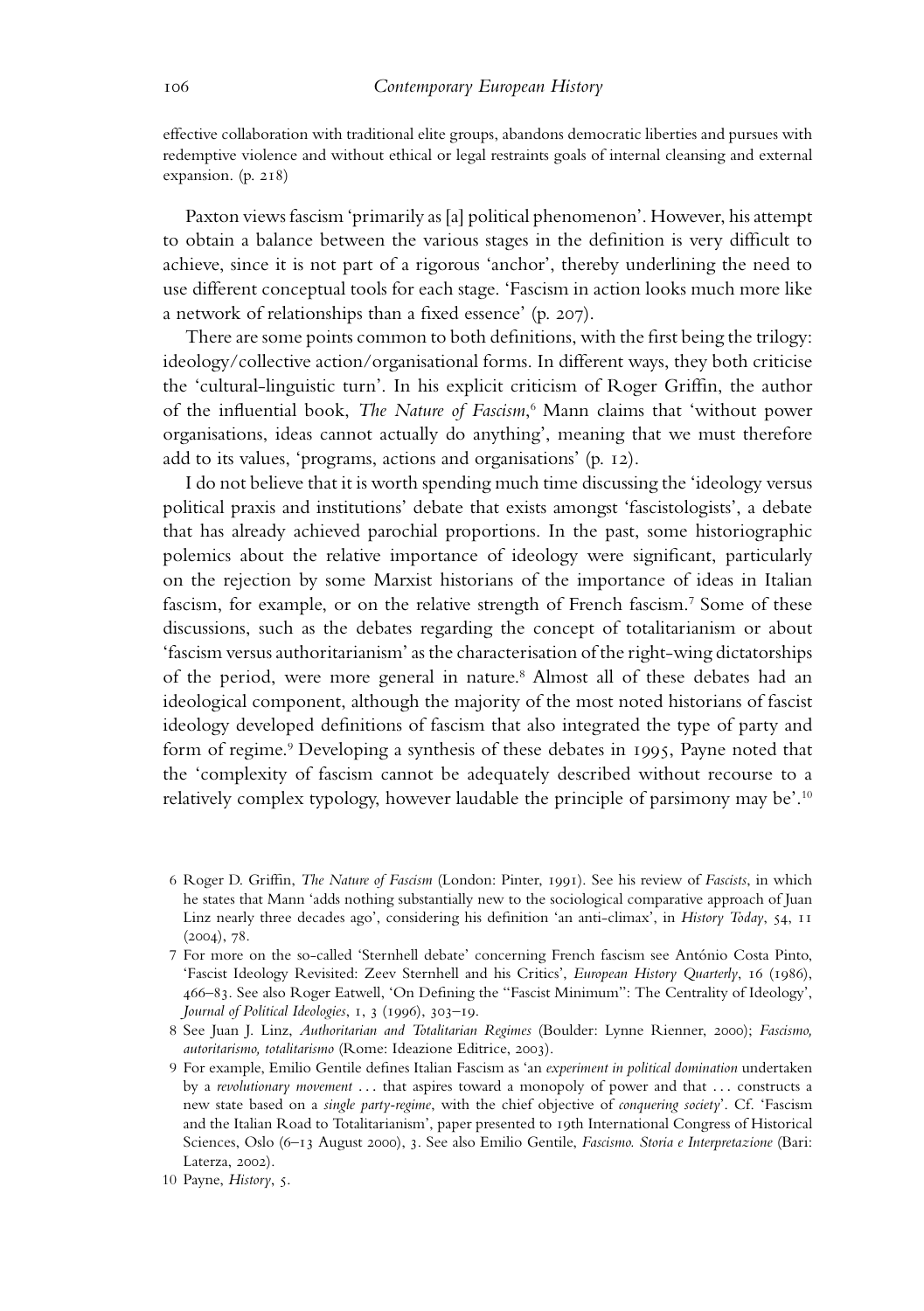effective collaboration with traditional elite groups, abandons democratic liberties and pursues with redemptive violence and without ethical or legal restraints goals of internal cleansing and external expansion. (p. 218)

Paxton views fascism 'primarily as [a] political phenomenon'. However, his attempt to obtain a balance between the various stages in the definition is very difficult to achieve, since it is not part of a rigorous 'anchor', thereby underlining the need to use different conceptual tools for each stage. 'Fascism in action looks much more like a network of relationships than a fixed essence' (p. 207).

There are some points common to both definitions, with the first being the trilogy: ideology/collective action/organisational forms. In different ways, they both criticise the 'cultural-linguistic turn'. In his explicit criticism of Roger Griffin, the author of the influential book, *The Nature of Fascism*,[6] Mann claims that 'without power organisations, ideas cannot actually do anything', meaning that we must therefore add to its values, 'programs, actions and organisations' (p. 12).

I do not believe that it is worth spending much time discussing the 'ideology versus political praxis and institutions' debate that exists amongst 'fascistologists', a debate that has already achieved parochial proportions. In the past, some historiographic polemics about the relative importance of ideology were significant, particularly on the rejection by some Marxist historians of the importance of ideas in Italian fascism, for example, or on the relative strength of French fascism.[7] Some of these discussions, such as the debates regarding the concept of totalitarianism or about 'fascism versus authoritarianism' as the characterisation of the right-wing dictatorships of the period, were more general in nature.[8] Almost all of these debates had an ideological component, although the majority of the most noted historians of fascist ideology developed definitions of fascism that also integrated the type of party and form of regime.[9] Developing a synthesis of these debates in 1995, Payne noted that the 'complexity of fascism cannot be adequately described without recourse to a relatively complex typology, however laudable the principle of parsimony may be'.[10]

6 Roger D. Griffin, *The Nature of Fascism* (London: Pinter, 1991). See his review of *Fascists*, in which he states that Mann 'adds nothing substantially new to the sociological comparative approach of Juan Linz nearly three decades ago', considering his definition 'an anti-climax', in *History Today*, 54, 11 (2004), 78.

7 For more on the so-called 'Sternhell debate' concerning French fascism see António Costa Pinto, 'Fascist Ideology Revisited: Zeev Sternhell and his Critics', *European History Quarterly*, 16 (1986), 466–83. See also Roger Eatwell, 'On Defining the "Fascist Minimum": The Centrality of Ideology', *Journal of Political Ideologies*, 1, 3 (1996), 303–19.

8 See Juan J. Linz, *Authoritarian and Totalitarian Regimes* (Boulder: Lynne Rienner, 2000); *Fascismo, autoritarismo, totalitarismo* (Rome: Ideazione Editrice, 2003).

9 For example, Emilio Gentile defines Italian Fascism as 'an *experiment in political domination* undertaken by a *revolutionary movement* ... that aspires toward a monopoly of power and that ... constructs a new state based on a *single party-regime*, with the chief objective of *conquering society*'. Cf. 'Fascism and the Italian Road to Totalitarianism', paper presented to 19th International Congress of Historical Sciences, Oslo (6–13 August 2000), 3. See also Emilio Gentile, *Fascismo. Storia e Interpretazione* (Bari: Laterza, 2002).

10 Payne, *History*, 5.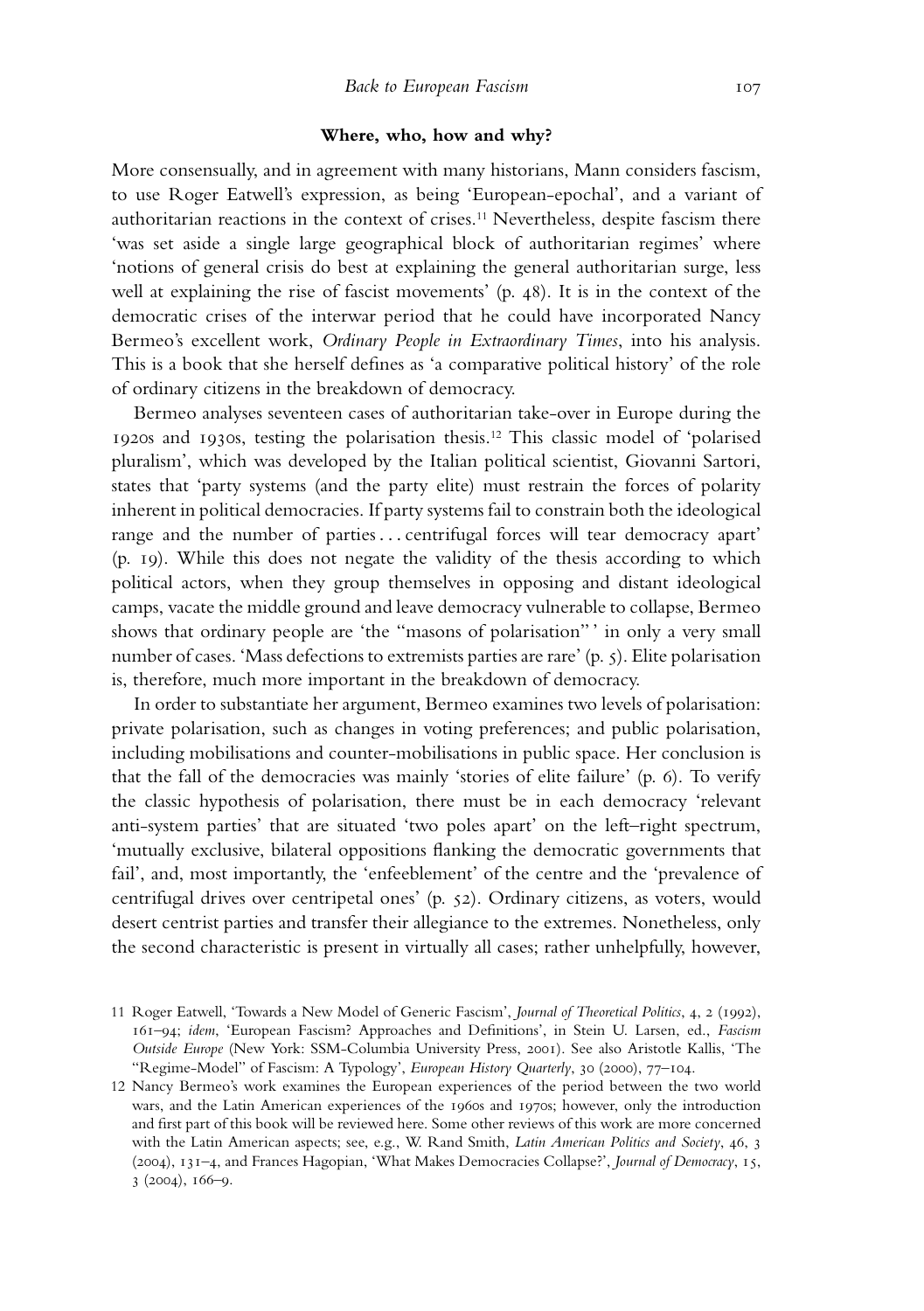### Where, who, how and why?

More consensually, and in agreement with many historians, Mann considers fascism, to use Roger Eatwell's expression, as being 'European-epochal', and a variant of authoritarian reactions in the context of crises.[11] Nevertheless, despite fascism there 'was set aside a single large geographical block of authoritarian regimes' where 'notions of general crisis do best at explaining the general authoritarian surge, less well at explaining the rise of fascist movements' (p. 48). It is in the context of the democratic crises of the interwar period that he could have incorporated Nancy Bermeo's excellent work, *Ordinary People in Extraordinary Times*, into his analysis. This is a book that she herself defines as 'a comparative political history' of the role of ordinary citizens in the breakdown of democracy.

Bermeo analyses seventeen cases of authoritarian take-over in Europe during the 1920s and 1930s, testing the polarisation thesis.[12] This classic model of 'polarised pluralism', which was developed by the Italian political scientist, Giovanni Sartori, states that 'party systems (and the party elite) must restrain the forces of polarity inherent in political democracies. If party systems fail to constrain both the ideological range and the number of parties . . . centrifugal forces will tear democracy apart' (p. 19). While this does not negate the validity of the thesis according to which political actors, when they group themselves in opposing and distant ideological camps, vacate the middle ground and leave democracy vulnerable to collapse, Bermeo shows that ordinary people are 'the "masons of polarisation" ' in only a very small number of cases. 'Mass defections to extremists parties are rare' (p. 5). Elite polarisation is, therefore, much more important in the breakdown of democracy.

In order to substantiate her argument, Bermeo examines two levels of polarisation: private polarisation, such as changes in voting preferences; and public polarisation, including mobilisations and counter-mobilisations in public space. Her conclusion is that the fall of the democracies was mainly 'stories of elite failure' (p. 6). To verify the classic hypothesis of polarisation, there must be in each democracy 'relevant anti-system parties' that are situated 'two poles apart' on the left–right spectrum, 'mutually exclusive, bilateral oppositions flanking the democratic governments that fail', and, most importantly, the 'enfeeblement' of the centre and the 'prevalence of centrifugal drives over centripetal ones' (p. 52). Ordinary citizens, as voters, would desert centrist parties and transfer their allegiance to the extremes. Nonetheless, only the second characteristic is present in virtually all cases; rather unhelpfully, however,

11 Roger Eatwell, 'Towards a New Model of Generic Fascism', *Journal of Theoretical Politics*, 4, 2 (1992), 161–94; *idem*, 'European Fascism? Approaches and Definitions', in Stein U. Larsen, ed., *Fascism Outside Europe* (New York: SSM-Columbia University Press, 2001). See also Aristotle Kallis, 'The "Regime-Model" of Fascism: A Typology', *European History Quarterly*, 30 (2000), 77–104.

12 Nancy Bermeo's work examines the European experiences of the period between the two world wars, and the Latin American experiences of the 1960s and 1970s; however, only the introduction and first part of this book will be reviewed here. Some other reviews of this work are more concerned with the Latin American aspects; see, e.g., W. Rand Smith, *Latin American Politics and Society*, 46, 3 (2004), 131–4, and Frances Hagopian, 'What Makes Democracies Collapse?', *Journal of Democracy*, 15, 3 (2004), 166–9.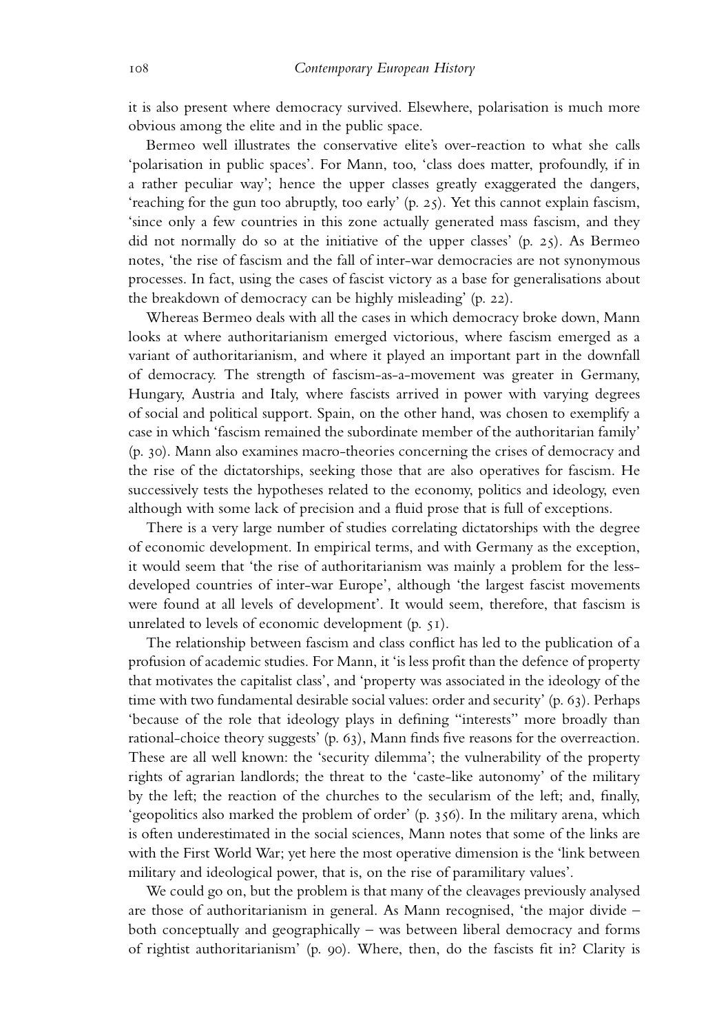it is also present where democracy survived. Elsewhere, polarisation is much more obvious among the elite and in the public space.

Bermeo well illustrates the conservative elite's over-reaction to what she calls 'polarisation in public spaces'. For Mann, too, 'class does matter, profoundly, if in a rather peculiar way'; hence the upper classes greatly exaggerated the dangers, 'reaching for the gun too abruptly, too early' (p. 25). Yet this cannot explain fascism, 'since only a few countries in this zone actually generated mass fascism, and they did not normally do so at the initiative of the upper classes' (p. 25). As Bermeo notes, 'the rise of fascism and the fall of inter-war democracies are not synonymous processes. In fact, using the cases of fascist victory as a base for generalisations about the breakdown of democracy can be highly misleading' (p. 22).

Whereas Bermeo deals with all the cases in which democracy broke down, Mann looks at where authoritarianism emerged victorious, where fascism emerged as a variant of authoritarianism, and where it played an important part in the downfall of democracy. The strength of fascism-as-a-movement was greater in Germany, Hungary, Austria and Italy, where fascists arrived in power with varying degrees of social and political support. Spain, on the other hand, was chosen to exemplify a case in which 'fascism remained the subordinate member of the authoritarian family' (p. 30). Mann also examines macro-theories concerning the crises of democracy and the rise of the dictatorships, seeking those that are also operatives for fascism. He successively tests the hypotheses related to the economy, politics and ideology, even although with some lack of precision and a fluid prose that is full of exceptions.

There is a very large number of studies correlating dictatorships with the degree of economic development. In empirical terms, and with Germany as the exception, it would seem that 'the rise of authoritarianism was mainly a problem for the less-developed countries of inter-war Europe', although 'the largest fascist movements were found at all levels of development'. It would seem, therefore, that fascism is unrelated to levels of economic development (p. 51).

The relationship between fascism and class conflict has led to the publication of a profusion of academic studies. For Mann, it 'is less profit than the defence of property that motivates the capitalist class', and 'property was associated in the ideology of the time with two fundamental desirable social values: order and security' (p. 63). Perhaps 'because of the role that ideology plays in defining "interests" more broadly than rational-choice theory suggests' (p. 63), Mann finds five reasons for the overreaction. These are all well known: the 'security dilemma'; the vulnerability of the property rights of agrarian landlords; the threat to the 'caste-like autonomy' of the military by the left; the reaction of the churches to the secularism of the left; and, finally, 'geopolitics also marked the problem of order' (p. 356). In the military arena, which is often underestimated in the social sciences, Mann notes that some of the links are with the First World War; yet here the most operative dimension is the 'link between military and ideological power, that is, on the rise of paramilitary values'.

We could go on, but the problem is that many of the cleavages previously analysed are those of authoritarianism in general. As Mann recognised, 'the major divide – both conceptually and geographically – was between liberal democracy and forms of rightist authoritarianism' (p. 90). Where, then, do the fascists fit in? Clarity is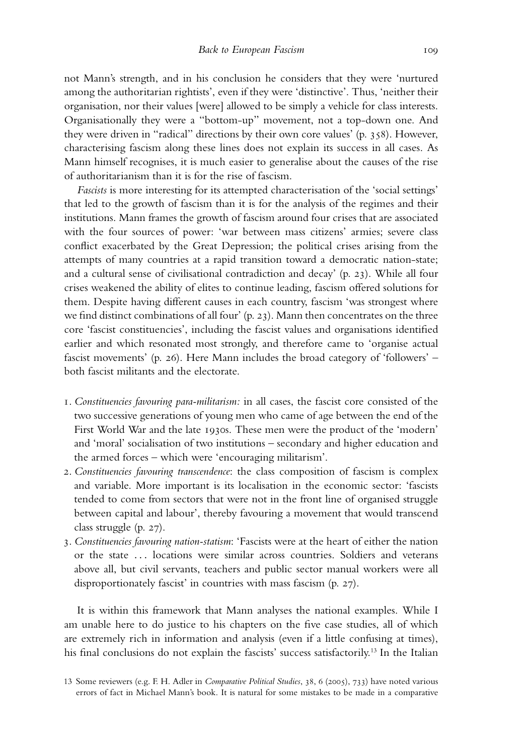not Mann's strength, and in his conclusion he considers that they were 'nurtured among the authoritarian rightists', even if they were 'distinctive'. Thus, 'neither their organisation, nor their values [were] allowed to be simply a vehicle for class interests. Organisationally they were a "bottom-up" movement, not a top-down one. And they were driven in "radical" directions by their own core values' (p. 358). However, characterising fascism along these lines does not explain its success in all cases. As Mann himself recognises, it is much easier to generalise about the causes of the rise of authoritarianism than it is for the rise of fascism.

*Fascists* is more interesting for its attempted characterisation of the 'social settings' that led to the growth of fascism than it is for the analysis of the regimes and their institutions. Mann frames the growth of fascism around four crises that are associated with the four sources of power: 'war between mass citizens' armies; severe class conflict exacerbated by the Great Depression; the political crises arising from the attempts of many countries at a rapid transition toward a democratic nation-state; and a cultural sense of civilisational contradiction and decay' (p. 23). While all four crises weakened the ability of elites to continue leading, fascism offered solutions for them. Despite having different causes in each country, fascism 'was strongest where we find distinct combinations of all four' (p. 23). Mann then concentrates on the three core 'fascist constituencies', including the fascist values and organisations identified earlier and which resonated most strongly, and therefore came to 'organise actual fascist movements' (p. 26). Here Mann includes the broad category of 'followers' – both fascist militants and the electorate.

1. *Constituencies favouring para-militarism:* in all cases, the fascist core consisted of the two successive generations of young men who came of age between the end of the First World War and the late 1930s. These men were the product of the 'modern' and 'moral' socialisation of two institutions – secondary and higher education and the armed forces – which were 'encouraging militarism'.
2. *Constituencies favouring transcendence*: the class composition of fascism is complex and variable. More important is its localisation in the economic sector: 'fascists tended to come from sectors that were not in the front line of organised struggle between capital and labour', thereby favouring a movement that would transcend class struggle (p. 27).
3. *Constituencies favouring nation-statism*: 'Fascists were at the heart of either the nation or the state . . . locations were similar across countries. Soldiers and veterans above all, but civil servants, teachers and public sector manual workers were all disproportionately fascist' in countries with mass fascism (p. 27).

It is within this framework that Mann analyses the national examples. While I am unable here to do justice to his chapters on the five case studies, all of which are extremely rich in information and analysis (even if a little confusing at times), his final conclusions do not explain the fascists' success satisfactorily.[13] In the Italian

13 Some reviewers (e.g. F. H. Adler in *Comparative Political Studies*, 38, 6 (2005), 733) have noted various errors of fact in Michael Mann's book. It is natural for some mistakes to be made in a comparative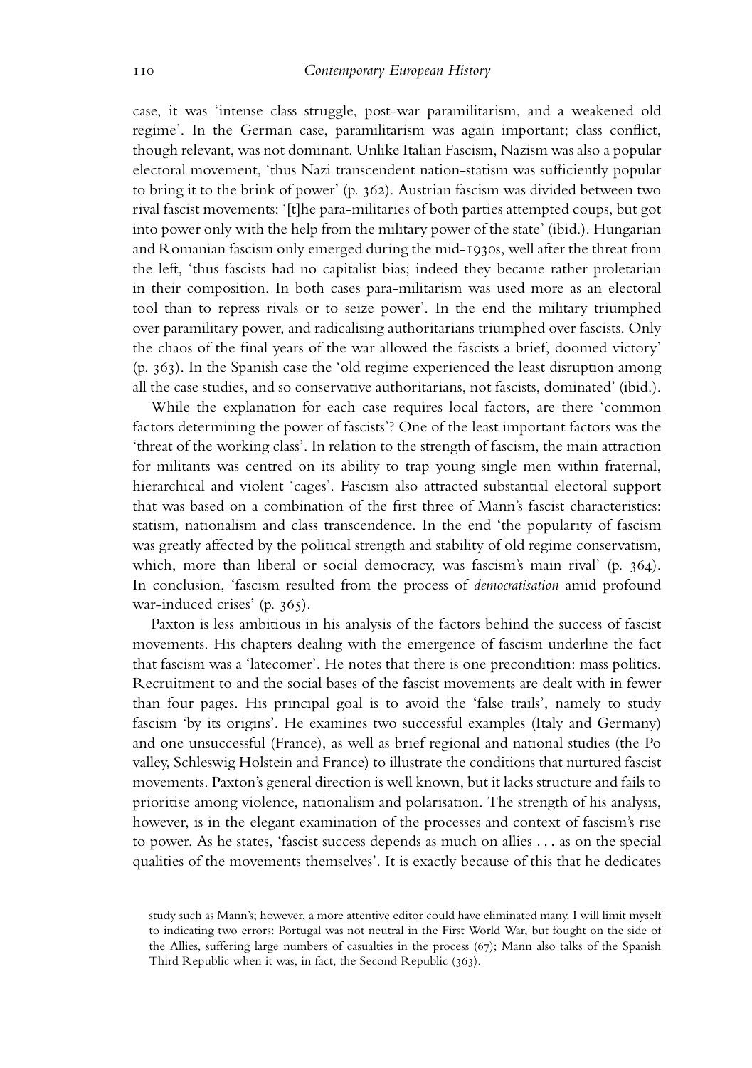case, it was 'intense class struggle, post-war paramilitarism, and a weakened old regime'. In the German case, paramilitarism was again important; class conflict, though relevant, was not dominant. Unlike Italian Fascism, Nazism was also a popular electoral movement, 'thus Nazi transcendent nation-statism was sufficiently popular to bring it to the brink of power' (p. 362). Austrian fascism was divided between two rival fascist movements: '[t]he para-militaries of both parties attempted coups, but got into power only with the help from the military power of the state' (ibid.). Hungarian and Romanian fascism only emerged during the mid-1930s, well after the threat from the left, 'thus fascists had no capitalist bias; indeed they became rather proletarian in their composition. In both cases para-militarism was used more as an electoral tool than to repress rivals or to seize power'. In the end the military triumphed over paramilitary power, and radicalising authoritarians triumphed over fascists. Only the chaos of the final years of the war allowed the fascists a brief, doomed victory' (p. 363). In the Spanish case the 'old regime experienced the least disruption among all the case studies, and so conservative authoritarians, not fascists, dominated' (ibid.).

While the explanation for each case requires local factors, are there 'common factors determining the power of fascists'? One of the least important factors was the 'threat of the working class'. In relation to the strength of fascism, the main attraction for militants was centred on its ability to trap young single men within fraternal, hierarchical and violent 'cages'. Fascism also attracted substantial electoral support that was based on a combination of the first three of Mann's fascist characteristics: statism, nationalism and class transcendence. In the end 'the popularity of fascism was greatly affected by the political strength and stability of old regime conservatism, which, more than liberal or social democracy, was fascism's main rival' (p. 364). In conclusion, 'fascism resulted from the process of *democratisation* amid profound war-induced crises' (p. 365).

Paxton is less ambitious in his analysis of the factors behind the success of fascist movements. His chapters dealing with the emergence of fascism underline the fact that fascism was a 'latecomer'. He notes that there is one precondition: mass politics. Recruitment to and the social bases of the fascist movements are dealt with in fewer than four pages. His principal goal is to avoid the 'false trails', namely to study fascism 'by its origins'. He examines two successful examples (Italy and Germany) and one unsuccessful (France), as well as brief regional and national studies (the Po valley, Schleswig Holstein and France) to illustrate the conditions that nurtured fascist movements. Paxton's general direction is well known, but it lacks structure and fails to prioritise among violence, nationalism and polarisation. The strength of his analysis, however, is in the elegant examination of the processes and context of fascism's rise to power. As he states, 'fascist success depends as much on allies . . . as on the special qualities of the movements themselves'. It is exactly because of this that he dedicates

study such as Mann's; however, a more attentive editor could have eliminated many. I will limit myself to indicating two errors: Portugal was not neutral in the First World War, but fought on the side of the Allies, suffering large numbers of casualties in the process (67); Mann also talks of the Spanish Third Republic when it was, in fact, the Second Republic (363).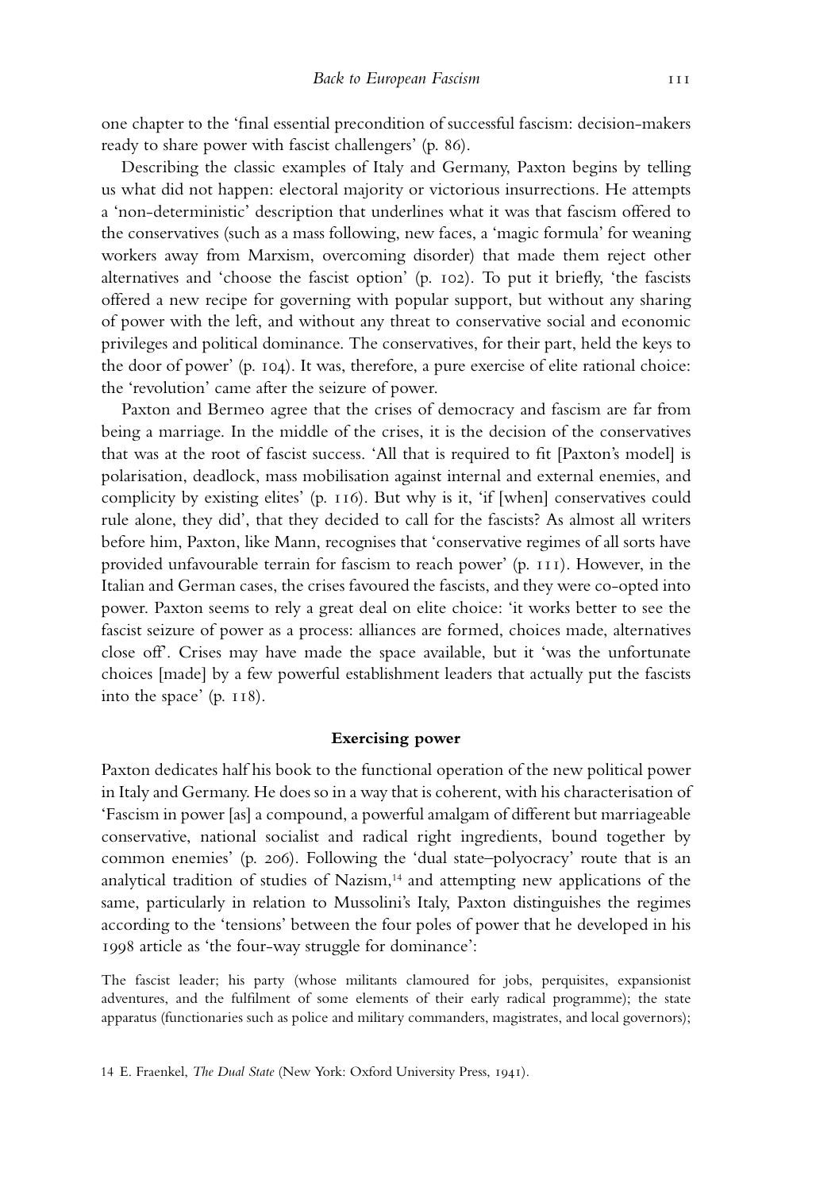one chapter to the 'final essential precondition of successful fascism: decision-makers ready to share power with fascist challengers' (p. 86).

Describing the classic examples of Italy and Germany, Paxton begins by telling us what did not happen: electoral majority or victorious insurrections. He attempts a 'non-deterministic' description that underlines what it was that fascism offered to the conservatives (such as a mass following, new faces, a 'magic formula' for weaning workers away from Marxism, overcoming disorder) that made them reject other alternatives and 'choose the fascist option' (p. 102). To put it briefly, 'the fascists offered a new recipe for governing with popular support, but without any sharing of power with the left, and without any threat to conservative social and economic privileges and political dominance. The conservatives, for their part, held the keys to the door of power' (p. 104). It was, therefore, a pure exercise of elite rational choice: the 'revolution' came after the seizure of power.

Paxton and Bermeo agree that the crises of democracy and fascism are far from being a marriage. In the middle of the crises, it is the decision of the conservatives that was at the root of fascist success. 'All that is required to fit [Paxton's model] is polarisation, deadlock, mass mobilisation against internal and external enemies, and complicity by existing elites' (p. 116). But why is it, 'if [when] conservatives could rule alone, they did', that they decided to call for the fascists? As almost all writers before him, Paxton, like Mann, recognises that 'conservative regimes of all sorts have provided unfavourable terrain for fascism to reach power' (p. 111). However, in the Italian and German cases, the crises favoured the fascists, and they were co-opted into power. Paxton seems to rely a great deal on elite choice: 'it works better to see the fascist seizure of power as a process: alliances are formed, choices made, alternatives close off'. Crises may have made the space available, but it 'was the unfortunate choices [made] by a few powerful establishment leaders that actually put the fascists into the space' (p. 118).

### Exercising power

Paxton dedicates half his book to the functional operation of the new political power in Italy and Germany. He does so in a way that is coherent, with his characterisation of 'Fascism in power [as] a compound, a powerful amalgam of different but marriageable conservative, national socialist and radical right ingredients, bound together by common enemies' (p. 206). Following the 'dual state–polyocracy' route that is an analytical tradition of studies of Nazism,[14] and attempting new applications of the same, particularly in relation to Mussolini's Italy, Paxton distinguishes the regimes according to the 'tensions' between the four poles of power that he developed in his 1998 article as 'the four-way struggle for dominance':

> The fascist leader; his party (whose militants clamoured for jobs, perquisites, expansionist adventures, and the fulfilment of some elements of their early radical programme); the state apparatus (functionaries such as police and military commanders, magistrates, and local governors);

14 E. Fraenkel, *The Dual State* (New York: Oxford University Press, 1941).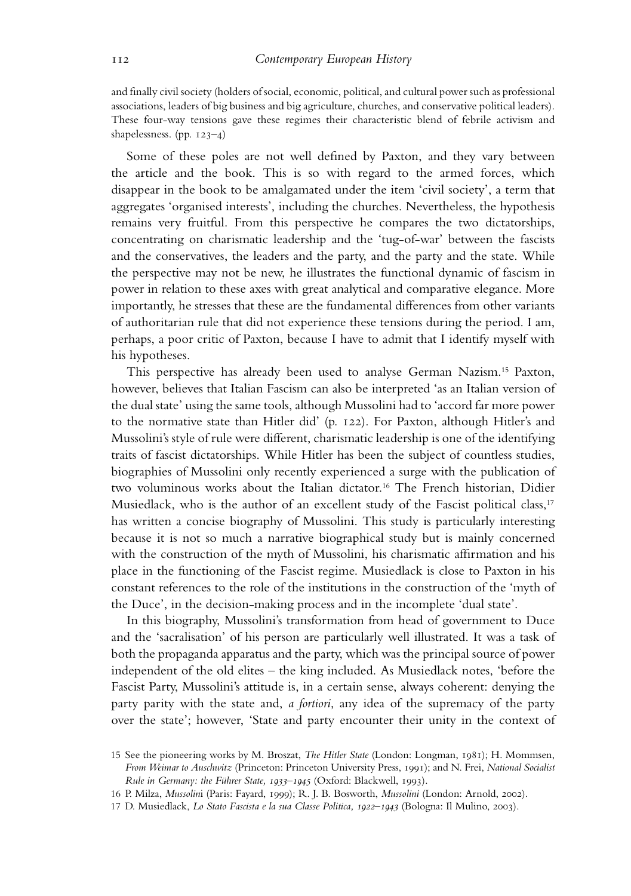and finally civil society (holders of social, economic, political, and cultural power such as professional associations, leaders of big business and big agriculture, churches, and conservative political leaders). These four-way tensions gave these regimes their characteristic blend of febrile activism and shapelessness. (pp. 123–4)

Some of these poles are not well defined by Paxton, and they vary between the article and the book. This is so with regard to the armed forces, which disappear in the book to be amalgamated under the item 'civil society', a term that aggregates 'organised interests', including the churches. Nevertheless, the hypothesis remains very fruitful. From this perspective he compares the two dictatorships, concentrating on charismatic leadership and the 'tug-of-war' between the fascists and the conservatives, the leaders and the party, and the party and the state. While the perspective may not be new, he illustrates the functional dynamic of fascism in power in relation to these axes with great analytical and comparative elegance. More importantly, he stresses that these are the fundamental differences from other variants of authoritarian rule that did not experience these tensions during the period. I am, perhaps, a poor critic of Paxton, because I have to admit that I identify myself with his hypotheses.

This perspective has already been used to analyse German Nazism.[15] Paxton, however, believes that Italian Fascism can also be interpreted 'as an Italian version of the dual state' using the same tools, although Mussolini had to 'accord far more power to the normative state than Hitler did' (p. 122). For Paxton, although Hitler's and Mussolini's style of rule were different, charismatic leadership is one of the identifying traits of fascist dictatorships. While Hitler has been the subject of countless studies, biographies of Mussolini only recently experienced a surge with the publication of two voluminous works about the Italian dictator.[16] The French historian, Didier Musiedlack, who is the author of an excellent study of the Fascist political class,[17] has written a concise biography of Mussolini. This study is particularly interesting because it is not so much a narrative biographical study but is mainly concerned with the construction of the myth of Mussolini, his charismatic affirmation and his place in the functioning of the Fascist regime. Musiedlack is close to Paxton in his constant references to the role of the institutions in the construction of the 'myth of the Duce', in the decision-making process and in the incomplete 'dual state'.

In this biography, Mussolini's transformation from head of government to Duce and the 'sacralisation' of his person are particularly well illustrated. It was a task of both the propaganda apparatus and the party, which was the principal source of power independent of the old elites – the king included. As Musiedlack notes, 'before the Fascist Party, Mussolini's attitude is, in a certain sense, always coherent: denying the party parity with the state and, *a fortiori*, any idea of the supremacy of the party over the state'; however, 'State and party encounter their unity in the context of

15 See the pioneering works by M. Broszat, *The Hitler State* (London: Longman, 1981); H. Mommsen, *From Weimar to Auschwitz* (Princeton: Princeton University Press, 1991); and N. Frei, *National Socialist Rule in Germany: the Führer State, 1933–1945* (Oxford: Blackwell, 1993).

16 P. Milza, *Mussolini* (Paris: Fayard, 1999); R. J. B. Bosworth, *Mussolini* (London: Arnold, 2002).

17 D. Musiedlack, *Lo Stato Fascista e la sua Classe Politica, 1922–1943* (Bologna: Il Mulino, 2003).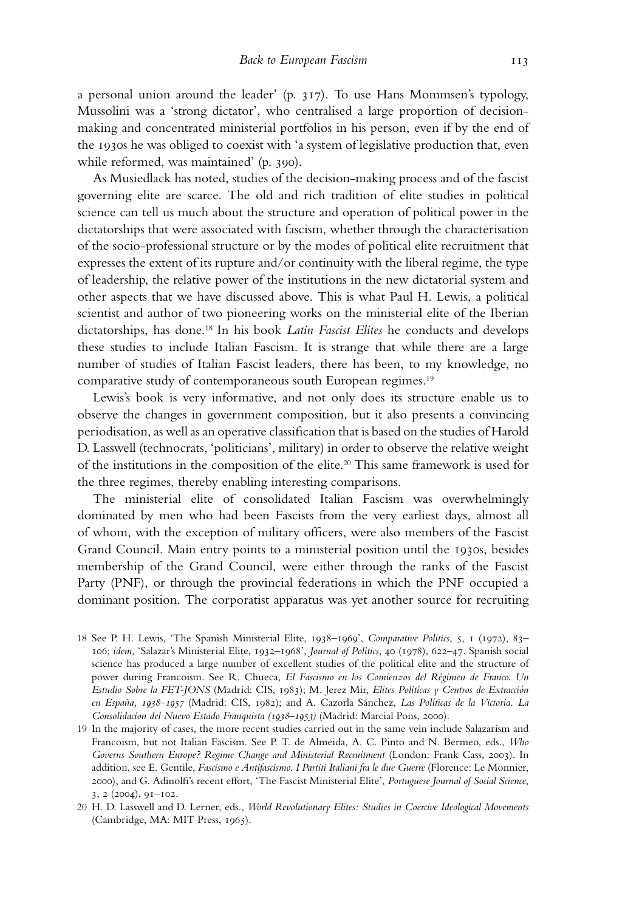a personal union around the leader' (p. 317). To use Hans Mommsen's typology, Mussolini was a 'strong dictator', who centralised a large proportion of decision-making and concentrated ministerial portfolios in his person, even if by the end of the 1930s he was obliged to coexist with 'a system of legislative production that, even while reformed, was maintained' (p. 390).

As Musiedlack has noted, studies of the decision-making process and of the fascist governing elite are scarce. The old and rich tradition of elite studies in political science can tell us much about the structure and operation of political power in the dictatorships that were associated with fascism, whether through the characterisation of the socio-professional structure or by the modes of political elite recruitment that expresses the extent of its rupture and/or continuity with the liberal regime, the type of leadership, the relative power of the institutions in the new dictatorial system and other aspects that we have discussed above. This is what Paul H. Lewis, a political scientist and author of two pioneering works on the ministerial elite of the Iberian dictatorships, has done.[18] In his book *Latin Fascist Elites* he conducts and develops these studies to include Italian Fascism. It is strange that while there are a large number of studies of Italian Fascist leaders, there has been, to my knowledge, no comparative study of contemporaneous south European regimes.[19]

Lewis's book is very informative, and not only does its structure enable us to observe the changes in government composition, but it also presents a convincing periodisation, as well as an operative classification that is based on the studies of Harold D. Lasswell (technocrats, 'politicians', military) in order to observe the relative weight of the institutions in the composition of the elite.[20] This same framework is used for the three regimes, thereby enabling interesting comparisons.

The ministerial elite of consolidated Italian Fascism was overwhelmingly dominated by men who had been Fascists from the very earliest days, almost all of whom, with the exception of military officers, were also members of the Fascist Grand Council. Main entry points to a ministerial position until the 1930s, besides membership of the Grand Council, were either through the ranks of the Fascist Party (PNF), or through the provincial federations in which the PNF occupied a dominant position. The corporatist apparatus was yet another source for recruiting

18 See P. H. Lewis, 'The Spanish Ministerial Elite, 1938–1969', *Comparative Politics*, 5, 1 (1972), 83–106; *idem*, 'Salazar's Ministerial Elite, 1932–1968', *Journal of Politics*, 40 (1978), 622–47. Spanish social science has produced a large number of excellent studies of the political elite and the structure of power during Francoism. See R. Chueca, *El Fascismo en los Comienzos del Régimen de Franco. Un Estudio Sobre la FET-JONS* (Madrid: CIS, 1983); M. Jerez Mir, *Elites Polítcas y Centros de Extracción en España, 1938–1957* (Madrid: CIS, 1982); and A. Cazorla Sánchez, *Las Políticas de la Victoria. La Consolidacíon del Nuevo Estado Franquista (1938–1953)* (Madrid: Marcial Pons, 2000).

19 In the majority of cases, the more recent studies carried out in the same vein include Salazarism and Francoism, but not Italian Fascism. See P. T. de Almeida, A. C. Pinto and N. Bermeo, eds., *Who Governs Southern Europe? Regime Change and Ministerial Recruitment* (London: Frank Cass, 2003). In addition, see E. Gentile, *Fascismo e Antifascismo. I Partiti Italiani fra le due Guerre* (Florence: Le Monnier, 2000), and G. Adinolfi's recent effort, 'The Fascist Ministerial Elite', *Portuguese Journal of Social Science*, 3, 2 (2004), 91–102.

20 H. D. Lasswell and D. Lerner, eds., *World Revolutionary Elites: Studies in Coercive Ideological Movements* (Cambridge, MA: MIT Press, 1965).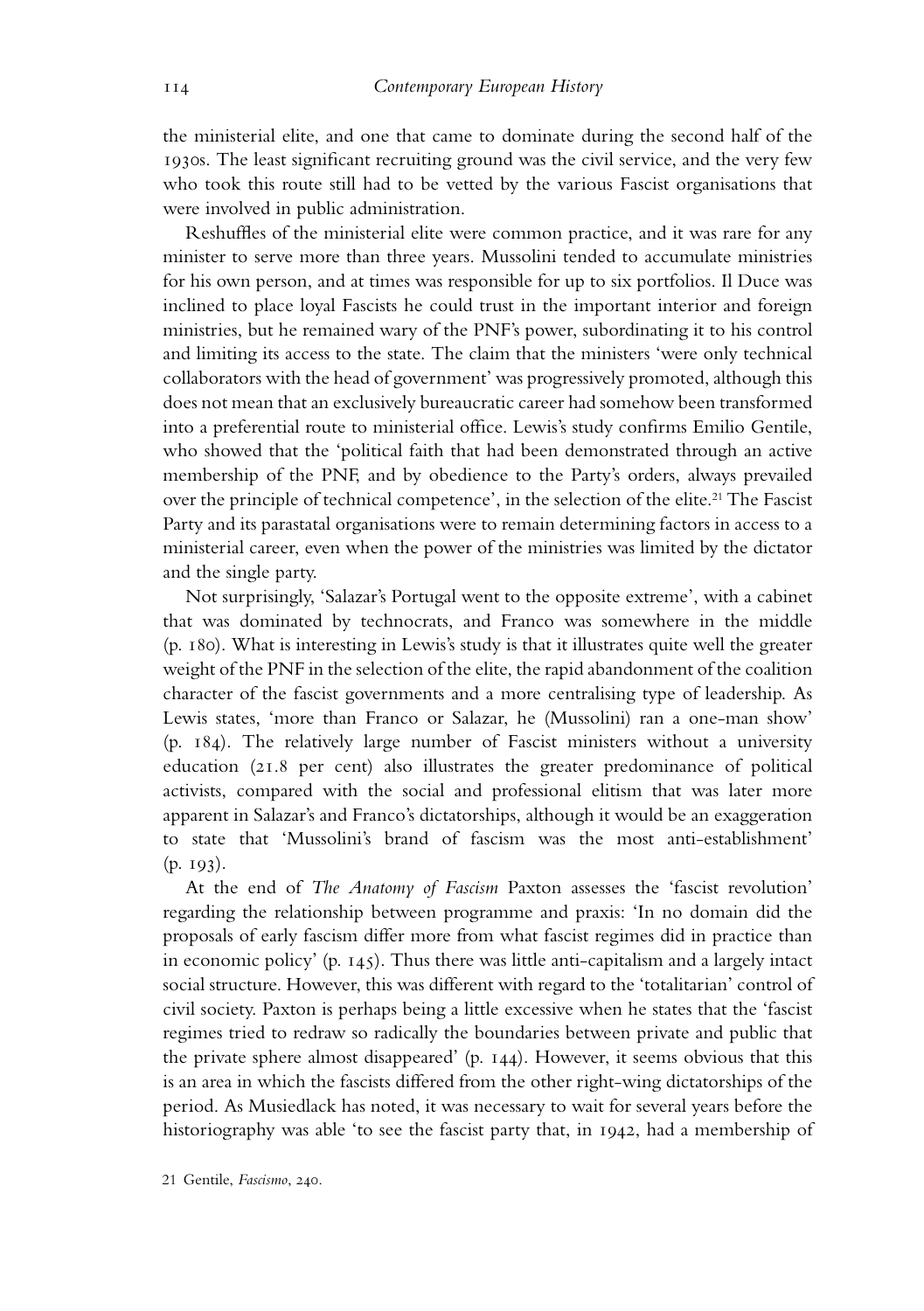the ministerial elite, and one that came to dominate during the second half of the 1930s. The least significant recruiting ground was the civil service, and the very few who took this route still had to be vetted by the various Fascist organisations that were involved in public administration.

Reshuffles of the ministerial elite were common practice, and it was rare for any minister to serve more than three years. Mussolini tended to accumulate ministries for his own person, and at times was responsible for up to six portfolios. Il Duce was inclined to place loyal Fascists he could trust in the important interior and foreign ministries, but he remained wary of the PNF's power, subordinating it to his control and limiting its access to the state. The claim that the ministers 'were only technical collaborators with the head of government' was progressively promoted, although this does not mean that an exclusively bureaucratic career had somehow been transformed into a preferential route to ministerial office. Lewis's study confirms Emilio Gentile, who showed that the 'political faith that had been demonstrated through an active membership of the PNF, and by obedience to the Party's orders, always prevailed over the principle of technical competence', in the selection of the elite.[21] The Fascist Party and its parastatal organisations were to remain determining factors in access to a ministerial career, even when the power of the ministries was limited by the dictator and the single party.

Not surprisingly, 'Salazar's Portugal went to the opposite extreme', with a cabinet that was dominated by technocrats, and Franco was somewhere in the middle (p. 180). What is interesting in Lewis's study is that it illustrates quite well the greater weight of the PNF in the selection of the elite, the rapid abandonment of the coalition character of the fascist governments and a more centralising type of leadership. As Lewis states, 'more than Franco or Salazar, he (Mussolini) ran a one-man show' (p. 184). The relatively large number of Fascist ministers without a university education (21.8 per cent) also illustrates the greater predominance of political activists, compared with the social and professional elitism that was later more apparent in Salazar's and Franco's dictatorships, although it would be an exaggeration to state that 'Mussolini's brand of fascism was the most anti-establishment' (p. 193).

At the end of *The Anatomy of Fascism* Paxton assesses the 'fascist revolution' regarding the relationship between programme and praxis: 'In no domain did the proposals of early fascism differ more from what fascist regimes did in practice than in economic policy' (p. 145). Thus there was little anti-capitalism and a largely intact social structure. However, this was different with regard to the 'totalitarian' control of civil society. Paxton is perhaps being a little excessive when he states that the 'fascist regimes tried to redraw so radically the boundaries between private and public that the private sphere almost disappeared' (p. 144). However, it seems obvious that this is an area in which the fascists differed from the other right-wing dictatorships of the period. As Musiedlack has noted, it was necessary to wait for several years before the historiography was able 'to see the fascist party that, in 1942, had a membership of

21 Gentile, *Fascismo*, 240.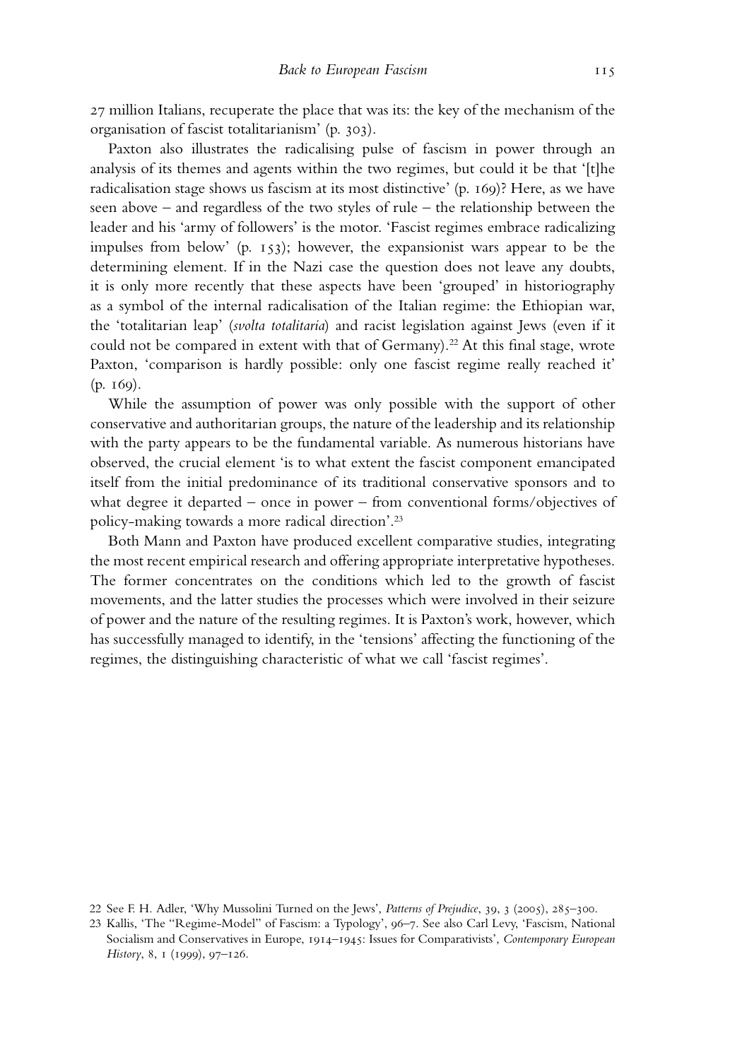27 million Italians, recuperate the place that was its: the key of the mechanism of the organisation of fascist totalitarianism' (p. 303).

Paxton also illustrates the radicalising pulse of fascism in power through an analysis of its themes and agents within the two regimes, but could it be that '[t]he radicalisation stage shows us fascism at its most distinctive' (p. 169)? Here, as we have seen above – and regardless of the two styles of rule – the relationship between the leader and his 'army of followers' is the motor. 'Fascist regimes embrace radicalizing impulses from below' (p. 153); however, the expansionist wars appear to be the determining element. If in the Nazi case the question does not leave any doubts, it is only more recently that these aspects have been 'grouped' in historiography as a symbol of the internal radicalisation of the Italian regime: the Ethiopian war, the 'totalitarian leap' (*svolta totalitaria*) and racist legislation against Jews (even if it could not be compared in extent with that of Germany).[22] At this final stage, wrote Paxton, 'comparison is hardly possible: only one fascist regime really reached it' (p. 169).

While the assumption of power was only possible with the support of other conservative and authoritarian groups, the nature of the leadership and its relationship with the party appears to be the fundamental variable. As numerous historians have observed, the crucial element 'is to what extent the fascist component emancipated itself from the initial predominance of its traditional conservative sponsors and to what degree it departed – once in power – from conventional forms/objectives of policy-making towards a more radical direction'.[23]

Both Mann and Paxton have produced excellent comparative studies, integrating the most recent empirical research and offering appropriate interpretative hypotheses. The former concentrates on the conditions which led to the growth of fascist movements, and the latter studies the processes which were involved in their seizure of power and the nature of the resulting regimes. It is Paxton's work, however, which has successfully managed to identify, in the 'tensions' affecting the functioning of the regimes, the distinguishing characteristic of what we call 'fascist regimes'.

22 See F. H. Adler, 'Why Mussolini Turned on the Jews', *Patterns of Prejudice*, 39, 3 (2005), 285–300.

23 Kallis, 'The "Regime-Model" of Fascism: a Typology', 96–7. See also Carl Levy, 'Fascism, National Socialism and Conservatives in Europe, 1914–1945: Issues for Comparativists', *Contemporary European History*, 8, 1 (1999), 97–126.